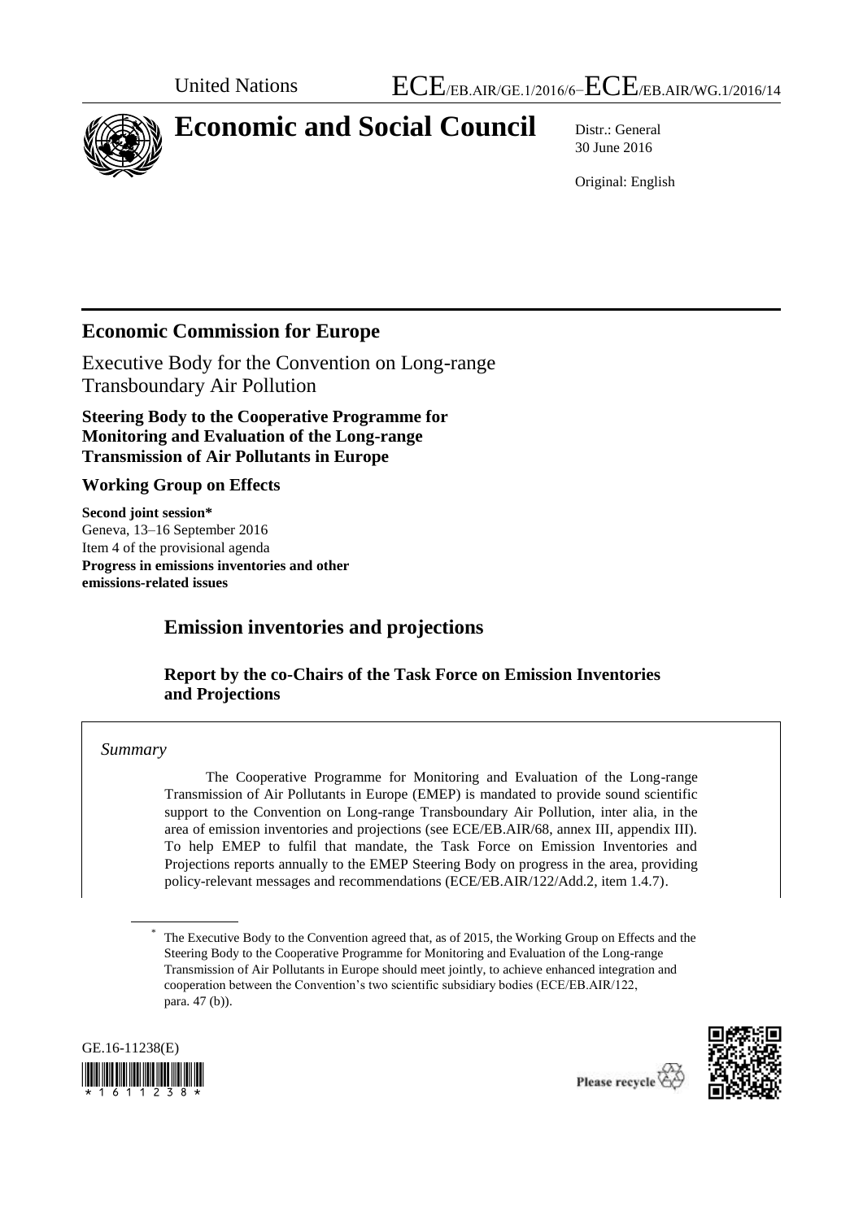United Nations ECE/EB.AIR/GE.1/2016/6–ECE/EB.AIR/WG.1/2016/14

# Economic and Social Council

Distr.: General
30 June 2016

Original: English

## Economic Commission for Europe

Executive Body for the Convention on Long-range Transboundary Air Pollution

**Steering Body to the Cooperative Programme for Monitoring and Evaluation of the Long-range Transmission of Air Pollutants in Europe**

**Working Group on Effects**

**Second joint session***
Geneva, 13–16 September 2016
Item 4 of the provisional agenda
**Progress in emissions inventories and other emissions-related issues**

## Emission inventories and projections

### Report by the co-Chairs of the Task Force on Emission Inventories and Projections

*Summary*

The Cooperative Programme for Monitoring and Evaluation of the Long-range Transmission of Air Pollutants in Europe (EMEP) is mandated to provide sound scientific support to the Convention on Long-range Transboundary Air Pollution, inter alia, in the area of emission inventories and projections (see ECE/EB.AIR/68, annex III, appendix III). To help EMEP to fulfil that mandate, the Task Force on Emission Inventories and Projections reports annually to the EMEP Steering Body on progress in the area, providing policy-relevant messages and recommendations (ECE/EB.AIR/122/Add.2, item 1.4.7).

\* The Executive Body to the Convention agreed that, as of 2015, the Working Group on Effects and the Steering Body to the Cooperative Programme for Monitoring and Evaluation of the Long-range Transmission of Air Pollutants in Europe should meet jointly, to achieve enhanced integration and cooperation between the Convention's two scientific subsidiary bodies (ECE/EB.AIR/122, para. 47 (b)).

GE.16-11238(E)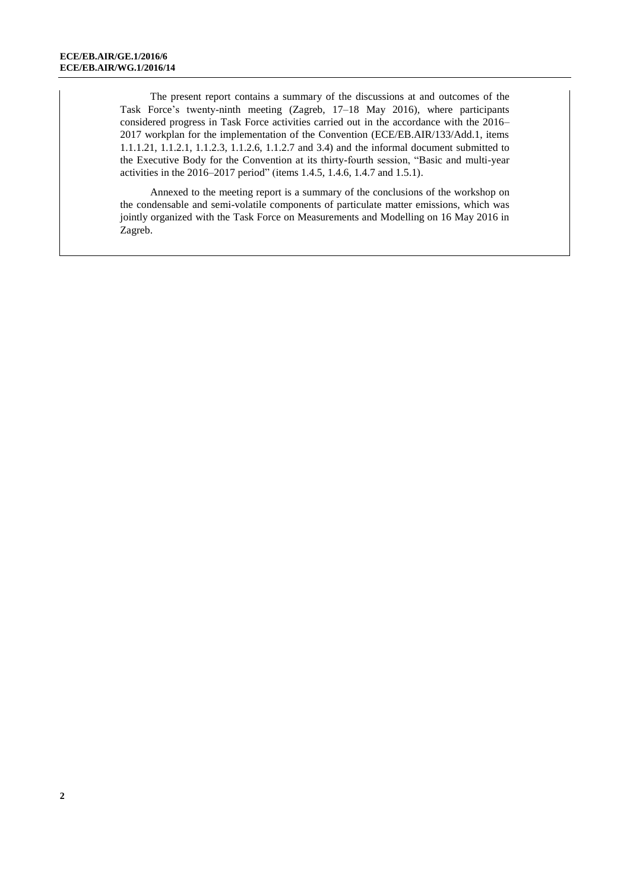The present report contains a summary of the discussions at and outcomes of the Task Force's twenty-ninth meeting (Zagreb, 17–18 May 2016), where participants considered progress in Task Force activities carried out in the accordance with the 2016–2017 workplan for the implementation of the Convention (ECE/EB.AIR/133/Add.1, items 1.1.1.21, 1.1.2.1, 1.1.2.3, 1.1.2.6, 1.1.2.7 and 3.4) and the informal document submitted to the Executive Body for the Convention at its thirty-fourth session, "Basic and multi-year activities in the 2016–2017 period" (items 1.4.5, 1.4.6, 1.4.7 and 1.5.1).

Annexed to the meeting report is a summary of the conclusions of the workshop on the condensable and semi-volatile components of particulate matter emissions, which was jointly organized with the Task Force on Measurements and Modelling on 16 May 2016 in Zagreb.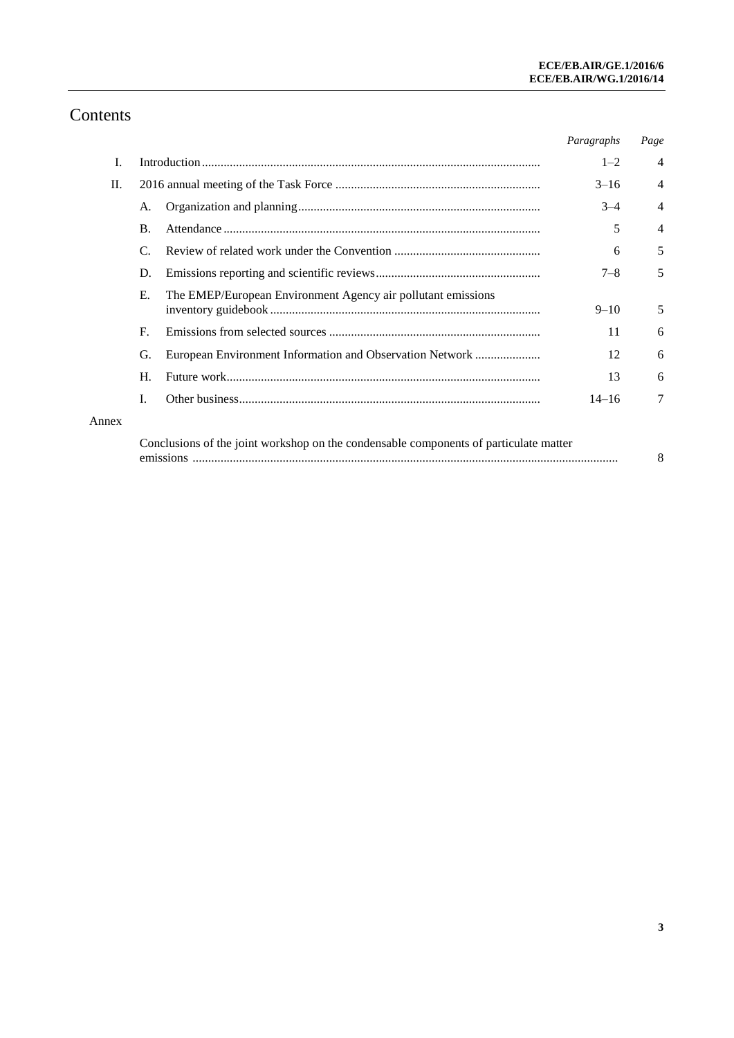# Contents

| | | | *Paragraphs* | *Page* |
|---|---|---|---|---|
| I. | | Introduction | 1–2 | 4 |
| II. | | 2016 annual meeting of the Task Force | 3–16 | 4 |
| | A. | Organization and planning | 3–4 | 4 |
| | B. | Attendance | 5 | 4 |
| | C. | Review of related work under the Convention | 6 | 5 |
| | D. | Emissions reporting and scientific reviews | 7–8 | 5 |
| | E. | The EMEP/European Environment Agency air pollutant emissions inventory guidebook | 9–10 | 5 |
| | F. | Emissions from selected sources | 11 | 6 |
| | G. | European Environment Information and Observation Network | 12 | 6 |
| | H. | Future work | 13 | 6 |
| | I. | Other business | 14–16 | 7 |
| Annex | | | | |
| | | Conclusions of the joint workshop on the condensable components of particulate matter emissions | | 8 |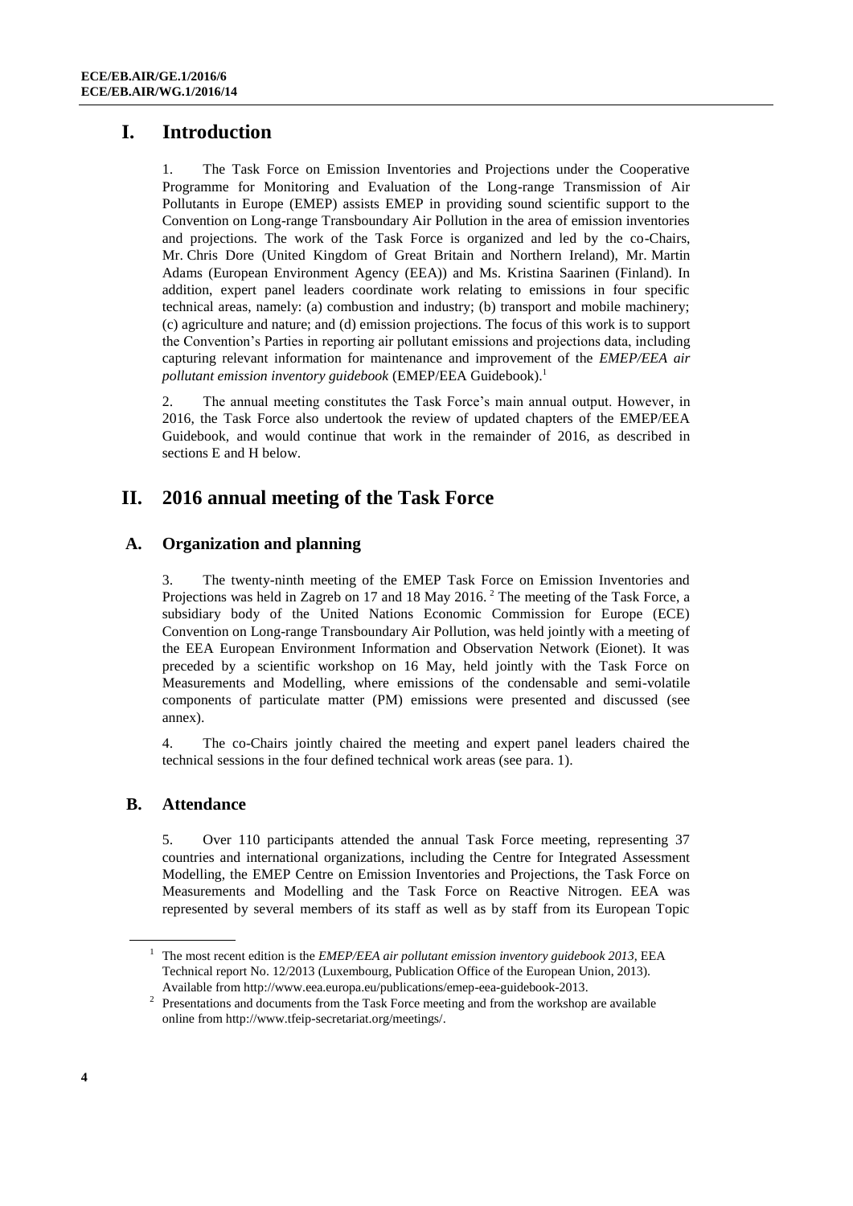# I. Introduction

1. The Task Force on Emission Inventories and Projections under the Cooperative Programme for Monitoring and Evaluation of the Long-range Transmission of Air Pollutants in Europe (EMEP) assists EMEP in providing sound scientific support to the Convention on Long-range Transboundary Air Pollution in the area of emission inventories and projections. The work of the Task Force is organized and led by the co-Chairs, Mr. Chris Dore (United Kingdom of Great Britain and Northern Ireland), Mr. Martin Adams (European Environment Agency (EEA)) and Ms. Kristina Saarinen (Finland). In addition, expert panel leaders coordinate work relating to emissions in four specific technical areas, namely: (a) combustion and industry; (b) transport and mobile machinery; (c) agriculture and nature; and (d) emission projections. The focus of this work is to support the Convention's Parties in reporting air pollutant emissions and projections data, including capturing relevant information for maintenance and improvement of the *EMEP/EEA air pollutant emission inventory guidebook* (EMEP/EEA Guidebook).[1]

2. The annual meeting constitutes the Task Force's main annual output. However, in 2016, the Task Force also undertook the review of updated chapters of the EMEP/EEA Guidebook, and would continue that work in the remainder of 2016, as described in sections E and H below.

# II. 2016 annual meeting of the Task Force

## A. Organization and planning

3. The twenty-ninth meeting of the EMEP Task Force on Emission Inventories and Projections was held in Zagreb on 17 and 18 May 2016.[2] The meeting of the Task Force, a subsidiary body of the United Nations Economic Commission for Europe (ECE) Convention on Long-range Transboundary Air Pollution, was held jointly with a meeting of the EEA European Environment Information and Observation Network (Eionet). It was preceded by a scientific workshop on 16 May, held jointly with the Task Force on Measurements and Modelling, where emissions of the condensable and semi-volatile components of particulate matter (PM) emissions were presented and discussed (see annex).

4. The co-Chairs jointly chaired the meeting and expert panel leaders chaired the technical sessions in the four defined technical work areas (see para. 1).

## B. Attendance

5. Over 110 participants attended the annual Task Force meeting, representing 37 countries and international organizations, including the Centre for Integrated Assessment Modelling, the EMEP Centre on Emission Inventories and Projections, the Task Force on Measurements and Modelling and the Task Force on Reactive Nitrogen. EEA was represented by several members of its staff as well as by staff from its European Topic

---

[1] The most recent edition is the *EMEP/EEA air pollutant emission inventory guidebook 2013*, EEA Technical report No. 12/2013 (Luxembourg, Publication Office of the European Union, 2013). Available from http://www.eea.europa.eu/publications/emep-eea-guidebook-2013.

[2] Presentations and documents from the Task Force meeting and from the workshop are available online from http://www.tfeip-secretariat.org/meetings/.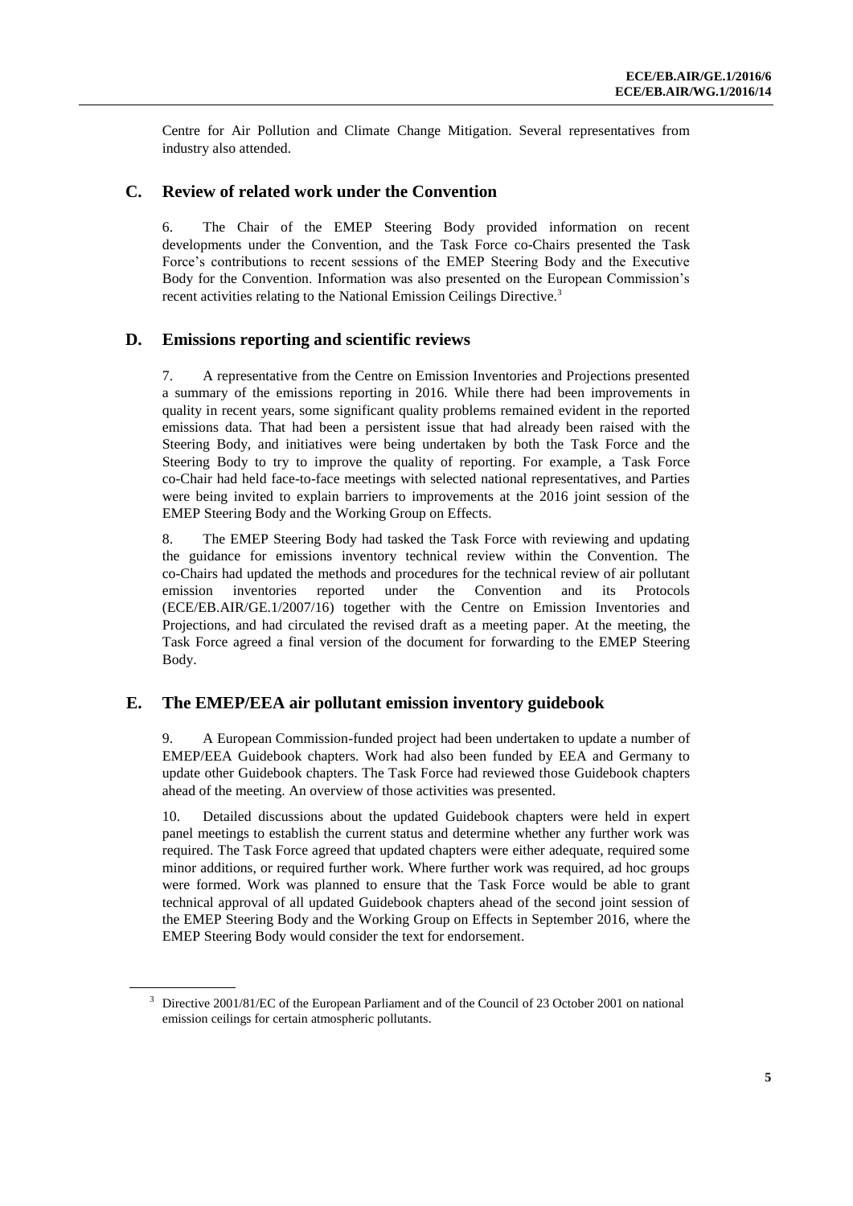Centre for Air Pollution and Climate Change Mitigation. Several representatives from industry also attended.

## C. Review of related work under the Convention

6. The Chair of the EMEP Steering Body provided information on recent developments under the Convention, and the Task Force co-Chairs presented the Task Force's contributions to recent sessions of the EMEP Steering Body and the Executive Body for the Convention. Information was also presented on the European Commission's recent activities relating to the National Emission Ceilings Directive.[3]

## D. Emissions reporting and scientific reviews

7. A representative from the Centre on Emission Inventories and Projections presented a summary of the emissions reporting in 2016. While there had been improvements in quality in recent years, some significant quality problems remained evident in the reported emissions data. That had been a persistent issue that had already been raised with the Steering Body, and initiatives were being undertaken by both the Task Force and the Steering Body to try to improve the quality of reporting. For example, a Task Force co-Chair had held face-to-face meetings with selected national representatives, and Parties were being invited to explain barriers to improvements at the 2016 joint session of the EMEP Steering Body and the Working Group on Effects.

8. The EMEP Steering Body had tasked the Task Force with reviewing and updating the guidance for emissions inventory technical review within the Convention. The co-Chairs had updated the methods and procedures for the technical review of air pollutant emission inventories reported under the Convention and its Protocols (ECE/EB.AIR/GE.1/2007/16) together with the Centre on Emission Inventories and Projections, and had circulated the revised draft as a meeting paper. At the meeting, the Task Force agreed a final version of the document for forwarding to the EMEP Steering Body.

## E. The EMEP/EEA air pollutant emission inventory guidebook

9. A European Commission-funded project had been undertaken to update a number of EMEP/EEA Guidebook chapters. Work had also been funded by EEA and Germany to update other Guidebook chapters. The Task Force had reviewed those Guidebook chapters ahead of the meeting. An overview of those activities was presented.

10. Detailed discussions about the updated Guidebook chapters were held in expert panel meetings to establish the current status and determine whether any further work was required. The Task Force agreed that updated chapters were either adequate, required some minor additions, or required further work. Where further work was required, ad hoc groups were formed. Work was planned to ensure that the Task Force would be able to grant technical approval of all updated Guidebook chapters ahead of the second joint session of the EMEP Steering Body and the Working Group on Effects in September 2016, where the EMEP Steering Body would consider the text for endorsement.

---

[3] Directive 2001/81/EC of the European Parliament and of the Council of 23 October 2001 on national emission ceilings for certain atmospheric pollutants.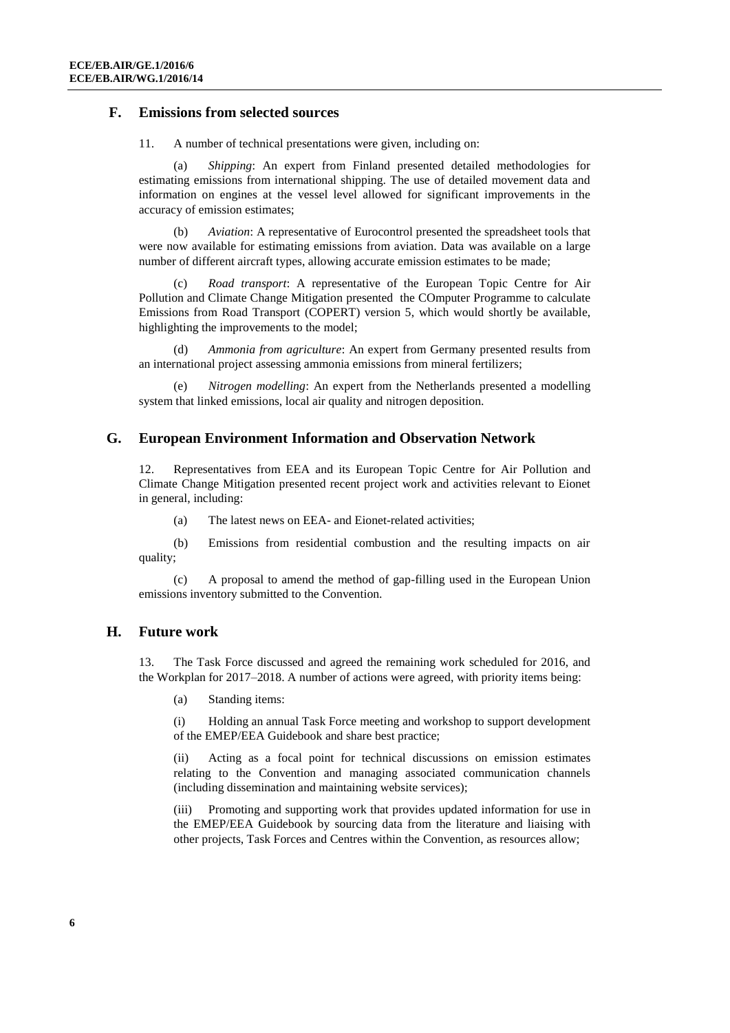## F. Emissions from selected sources

11. A number of technical presentations were given, including on:

(a) *Shipping*: An expert from Finland presented detailed methodologies for estimating emissions from international shipping. The use of detailed movement data and information on engines at the vessel level allowed for significant improvements in the accuracy of emission estimates;

(b) *Aviation*: A representative of Eurocontrol presented the spreadsheet tools that were now available for estimating emissions from aviation. Data was available on a large number of different aircraft types, allowing accurate emission estimates to be made;

(c) *Road transport*: A representative of the European Topic Centre for Air Pollution and Climate Change Mitigation presented the COmputer Programme to calculate Emissions from Road Transport (COPERT) version 5, which would shortly be available, highlighting the improvements to the model;

(d) *Ammonia from agriculture*: An expert from Germany presented results from an international project assessing ammonia emissions from mineral fertilizers;

(e) *Nitrogen modelling*: An expert from the Netherlands presented a modelling system that linked emissions, local air quality and nitrogen deposition.

## G. European Environment Information and Observation Network

12. Representatives from EEA and its European Topic Centre for Air Pollution and Climate Change Mitigation presented recent project work and activities relevant to Eionet in general, including:

(a) The latest news on EEA- and Eionet-related activities;

(b) Emissions from residential combustion and the resulting impacts on air quality;

(c) A proposal to amend the method of gap-filling used in the European Union emissions inventory submitted to the Convention.

## H. Future work

13. The Task Force discussed and agreed the remaining work scheduled for 2016, and the Workplan for 2017–2018. A number of actions were agreed, with priority items being:

(a) Standing items:

(i) Holding an annual Task Force meeting and workshop to support development of the EMEP/EEA Guidebook and share best practice;

(ii) Acting as a focal point for technical discussions on emission estimates relating to the Convention and managing associated communication channels (including dissemination and maintaining website services);

(iii) Promoting and supporting work that provides updated information for use in the EMEP/EEA Guidebook by sourcing data from the literature and liaising with other projects, Task Forces and Centres within the Convention, as resources allow;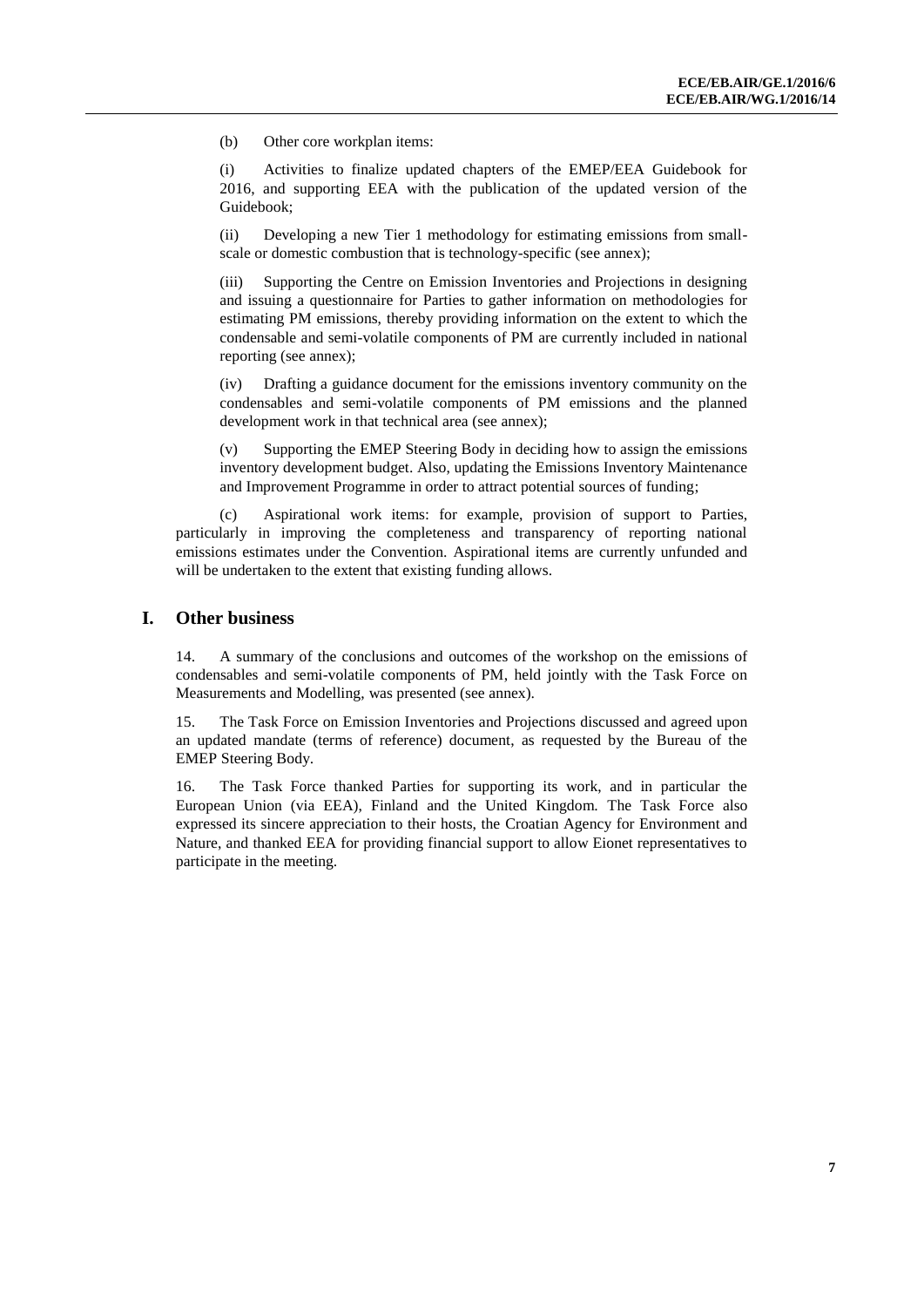(b) Other core workplan items:

(i) Activities to finalize updated chapters of the EMEP/EEA Guidebook for 2016, and supporting EEA with the publication of the updated version of the Guidebook;

(ii) Developing a new Tier 1 methodology for estimating emissions from small-scale or domestic combustion that is technology-specific (see annex);

(iii) Supporting the Centre on Emission Inventories and Projections in designing and issuing a questionnaire for Parties to gather information on methodologies for estimating PM emissions, thereby providing information on the extent to which the condensable and semi-volatile components of PM are currently included in national reporting (see annex);

(iv) Drafting a guidance document for the emissions inventory community on the condensables and semi-volatile components of PM emissions and the planned development work in that technical area (see annex);

(v) Supporting the EMEP Steering Body in deciding how to assign the emissions inventory development budget. Also, updating the Emissions Inventory Maintenance and Improvement Programme in order to attract potential sources of funding;

(c) Aspirational work items: for example, provision of support to Parties, particularly in improving the completeness and transparency of reporting national emissions estimates under the Convention. Aspirational items are currently unfunded and will be undertaken to the extent that existing funding allows.

## I. Other business

14. A summary of the conclusions and outcomes of the workshop on the emissions of condensables and semi-volatile components of PM, held jointly with the Task Force on Measurements and Modelling, was presented (see annex).

15. The Task Force on Emission Inventories and Projections discussed and agreed upon an updated mandate (terms of reference) document, as requested by the Bureau of the EMEP Steering Body.

16. The Task Force thanked Parties for supporting its work, and in particular the European Union (via EEA), Finland and the United Kingdom. The Task Force also expressed its sincere appreciation to their hosts, the Croatian Agency for Environment and Nature, and thanked EEA for providing financial support to allow Eionet representatives to participate in the meeting.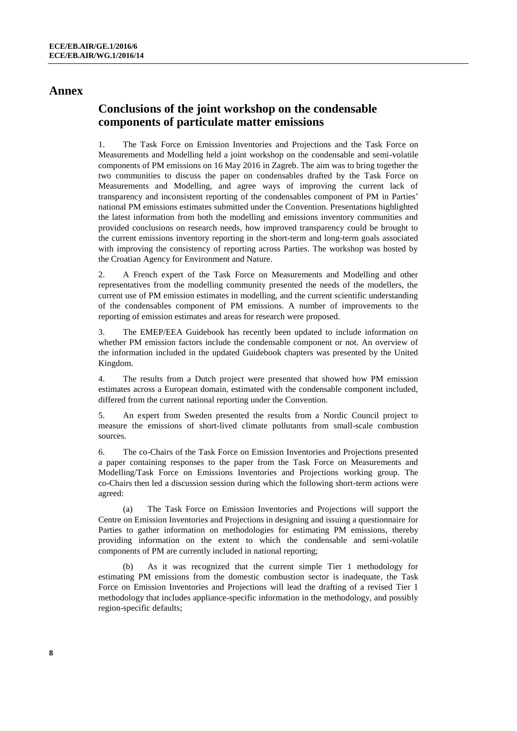# Annex

## Conclusions of the joint workshop on the condensable components of particulate matter emissions

1. The Task Force on Emission Inventories and Projections and the Task Force on Measurements and Modelling held a joint workshop on the condensable and semi-volatile components of PM emissions on 16 May 2016 in Zagreb. The aim was to bring together the two communities to discuss the paper on condensables drafted by the Task Force on Measurements and Modelling, and agree ways of improving the current lack of transparency and inconsistent reporting of the condensables component of PM in Parties' national PM emissions estimates submitted under the Convention. Presentations highlighted the latest information from both the modelling and emissions inventory communities and provided conclusions on research needs, how improved transparency could be brought to the current emissions inventory reporting in the short-term and long-term goals associated with improving the consistency of reporting across Parties. The workshop was hosted by the Croatian Agency for Environment and Nature.

2. A French expert of the Task Force on Measurements and Modelling and other representatives from the modelling community presented the needs of the modellers, the current use of PM emission estimates in modelling, and the current scientific understanding of the condensables component of PM emissions. A number of improvements to the reporting of emission estimates and areas for research were proposed.

3. The EMEP/EEA Guidebook has recently been updated to include information on whether PM emission factors include the condensable component or not. An overview of the information included in the updated Guidebook chapters was presented by the United Kingdom.

4. The results from a Dutch project were presented that showed how PM emission estimates across a European domain, estimated with the condensable component included, differed from the current national reporting under the Convention.

5. An expert from Sweden presented the results from a Nordic Council project to measure the emissions of short-lived climate pollutants from small-scale combustion sources.

6. The co-Chairs of the Task Force on Emission Inventories and Projections presented a paper containing responses to the paper from the Task Force on Measurements and Modelling/Task Force on Emissions Inventories and Projections working group. The co-Chairs then led a discussion session during which the following short-term actions were agreed:

(a) The Task Force on Emission Inventories and Projections will support the Centre on Emission Inventories and Projections in designing and issuing a questionnaire for Parties to gather information on methodologies for estimating PM emissions, thereby providing information on the extent to which the condensable and semi-volatile components of PM are currently included in national reporting;

(b) As it was recognized that the current simple Tier 1 methodology for estimating PM emissions from the domestic combustion sector is inadequate, the Task Force on Emission Inventories and Projections will lead the drafting of a revised Tier 1 methodology that includes appliance-specific information in the methodology, and possibly region-specific defaults;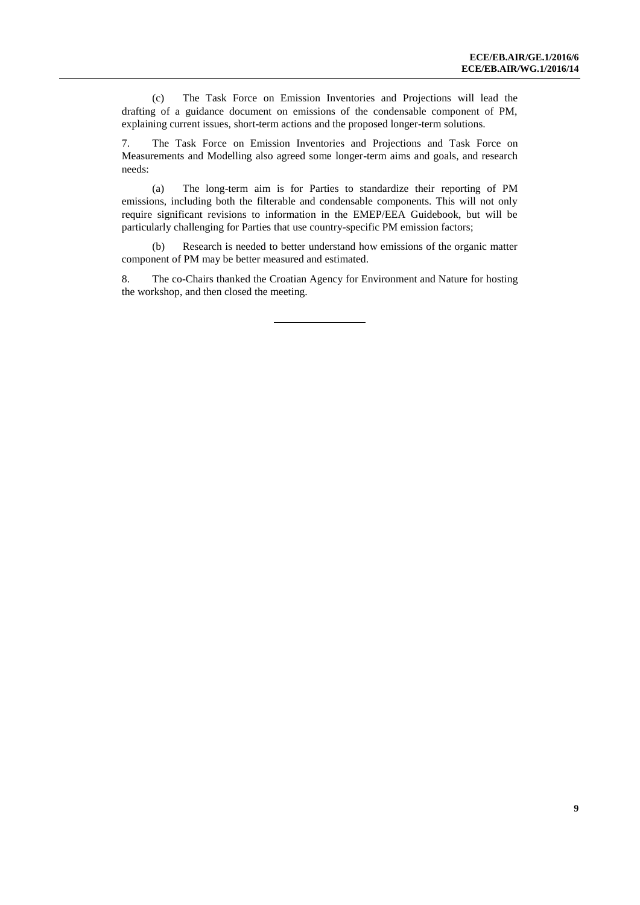(c) The Task Force on Emission Inventories and Projections will lead the drafting of a guidance document on emissions of the condensable component of PM, explaining current issues, short-term actions and the proposed longer-term solutions.

7. The Task Force on Emission Inventories and Projections and Task Force on Measurements and Modelling also agreed some longer-term aims and goals, and research needs:

(a) The long-term aim is for Parties to standardize their reporting of PM emissions, including both the filterable and condensable components. This will not only require significant revisions to information in the EMEP/EEA Guidebook, but will be particularly challenging for Parties that use country-specific PM emission factors;

(b) Research is needed to better understand how emissions of the organic matter component of PM may be better measured and estimated.

8. The co-Chairs thanked the Croatian Agency for Environment and Nature for hosting the workshop, and then closed the meeting.